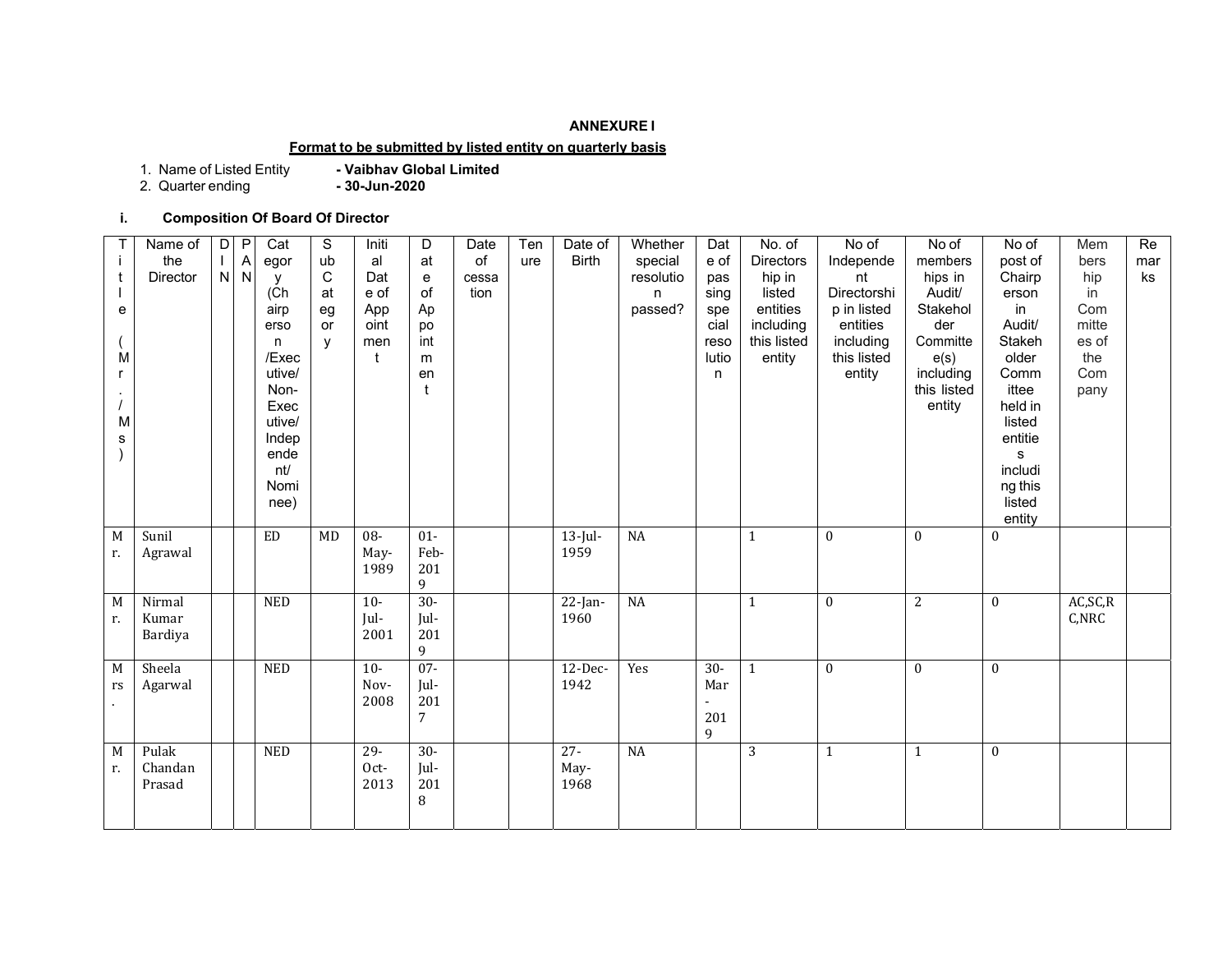**ANNEXURE I**

**Format to be submitted by listed entity on quarterly basis**

1. Name of Listed Entity **- Vaibhav Global Limited**
2. Quarter ending **- 30-Jun-2020**

**i. Composition Of Board Of Director**

| Title (Mr./Ms) | Name of the Director | DIN | PAN | Category (Chairperson /Executive/ Non-Executive/ Independent/ Nominee) | Sub Category | Initial Date of Appointment | Date of Appointment | Date of cessation | Tenure | Date of Birth | Whether special resolution passed? | Date of passing special resolution | No. of Directorship in listed entities including this listed entity | No of Independent Directorship in listed entities including this listed entity | No of members hips in Audit/ Stakeholder Committee(s) including this listed entity | No of post of Chairperson in Audit/ Stakeholder Committee held in listed entities including this listed entity | Membership in Committees of the Company | Remarks |
|---|---|---|---|---|---|---|---|---|---|---|---|---|---|---|---|---|---|---|
| Mr. | Sunil Agrawal | | | ED | MD | 08-May-1989 | 01-Feb-2019 | | | 13-Jul-1959 | NA | | 1 | 0 | 0 | 0 | | |
| Mr. | Nirmal Kumar Bardiya | | | NED | | 10-Jul-2001 | 30-Jul-2019 | | | 22-Jan-1960 | NA | | 1 | 0 | 2 | 0 | AC,SC,RC,NRC | |
| Mrs. | Sheela Agarwal | | | NED | | 10-Nov-2008 | 07-Jul-2017 | | | 12-Dec-1942 | Yes | 30-Mar-2019 | 1 | 0 | 0 | 0 | | |
| Mr. | Pulak Chandan Prasad | | | NED | | 29-Oct-2013 | 30-Jul-2018 | | | 27-May-1968 | NA | | 3 | 1 | 1 | 0 | | |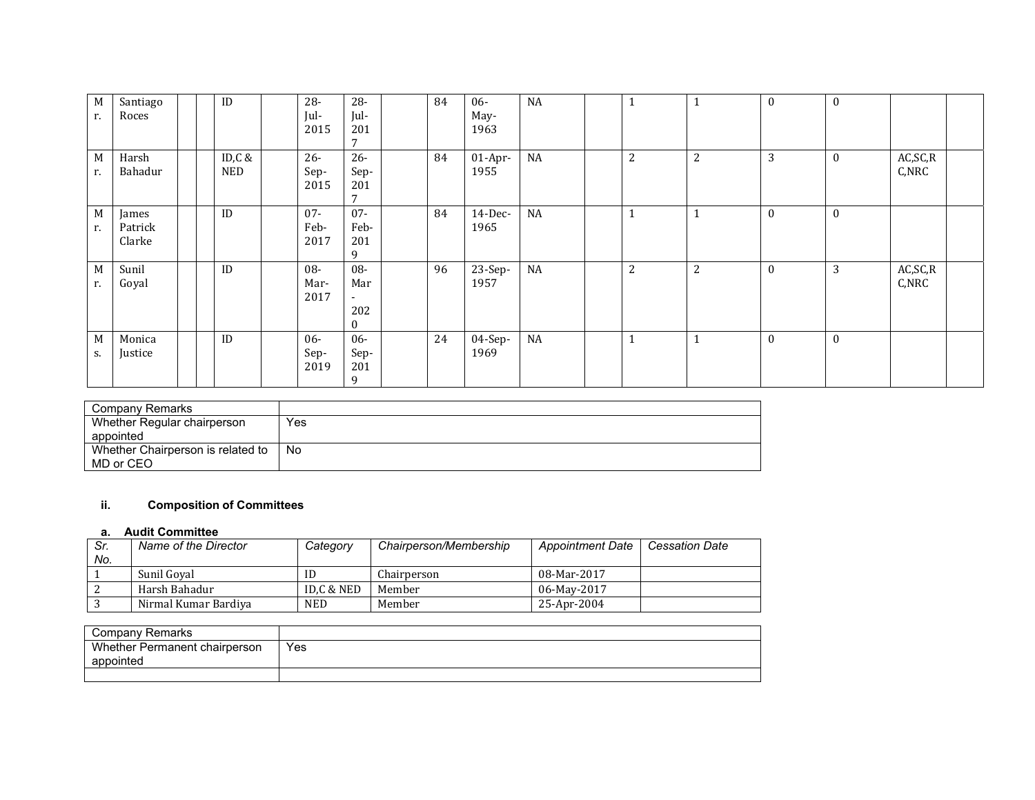| | | | | | | | | | | | | | | | | | | |
|---|---|---|---|---|---|---|---|---|---|---|---|---|---|---|---|---|---|---|
| Mr. | Santiago Roces | | | ID | | 28-Jul-2015 | 28-Jul-2017 | | 84 | 06-May-1963 | NA | | 1 | 1 | 0 | 0 | | |
| Mr. | Harsh Bahadur | | | ID,C & NED | | 26-Sep-2015 | 26-Sep-2017 | | 84 | 01-Apr-1955 | NA | | 2 | 2 | 3 | 0 | AC,SC,RC,NRC | |
| Mr. | James Patrick Clarke | | | ID | | 07-Feb-2017 | 07-Feb-2019 | | 84 | 14-Dec-1965 | NA | | 1 | 1 | 0 | 0 | | |
| Mr. | Sunil Goyal | | | ID | | 08-Mar-2017 | 08-Mar-2020 | | 96 | 23-Sep-1957 | NA | | 2 | 2 | 0 | 3 | AC,SC,RC,NRC | |
| Ms. | Monica Justice | | | ID | | 06-Sep-2019 | 06-Sep-2019 | | 24 | 04-Sep-1969 | NA | | 1 | 1 | 0 | 0 | | |

| Company Remarks | |
|---|---|
| Whether Regular chairperson appointed | Yes |
| Whether Chairperson is related to MD or CEO | No |

### ii. Composition of Committees

#### a. Audit Committee

| Sr. No. | Name of the Director | Category | Chairperson/Membership | Appointment Date | Cessation Date |
|---|---|---|---|---|---|
| 1 | Sunil Goyal | ID | Chairperson | 08-Mar-2017 | |
| 2 | Harsh Bahadur | ID,C & NED | Member | 06-May-2017 | |
| 3 | Nirmal Kumar Bardiya | NED | Member | 25-Apr-2004 | |

| Company Remarks | |
|---|---|
| Whether Permanent chairperson appointed | Yes |
| | |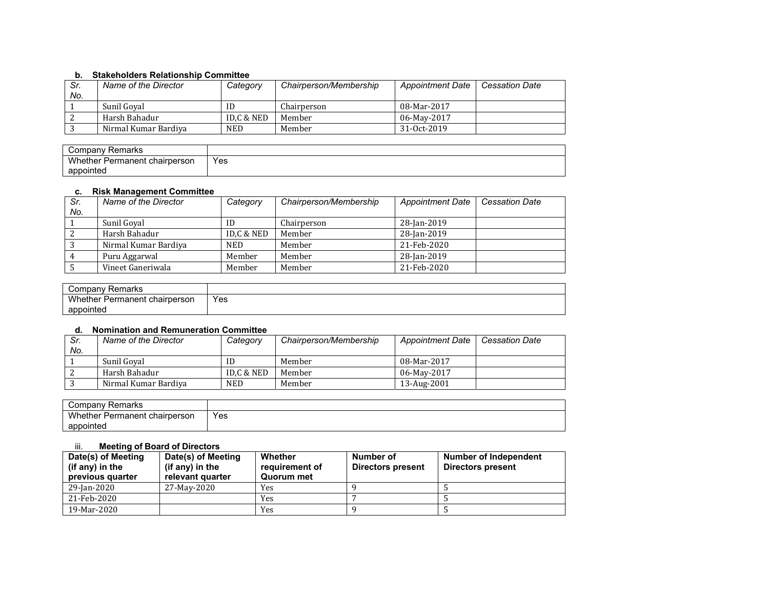### b. Stakeholders Relationship Committee

| Sr. No. | Name of the Director | Category | Chairperson/Membership | Appointment Date | Cessation Date |
|---|---|---|---|---|---|
| 1 | Sunil Goyal | ID | Chairperson | 08-Mar-2017 | |
| 2 | Harsh Bahadur | ID,C & NED | Member | 06-May-2017 | |
| 3 | Nirmal Kumar Bardiya | NED | Member | 31-Oct-2019 | |

| Company Remarks | |
|---|---|
| Whether Permanent chairperson appointed | Yes |

### c. Risk Management Committee

| Sr. No. | Name of the Director | Category | Chairperson/Membership | Appointment Date | Cessation Date |
|---|---|---|---|---|---|
| 1 | Sunil Goyal | ID | Chairperson | 28-Jan-2019 | |
| 2 | Harsh Bahadur | ID,C & NED | Member | 28-Jan-2019 | |
| 3 | Nirmal Kumar Bardiya | NED | Member | 21-Feb-2020 | |
| 4 | Puru Aggarwal | Member | Member | 28-Jan-2019 | |
| 5 | Vineet Ganeriwala | Member | Member | 21-Feb-2020 | |

| Company Remarks | |
|---|---|
| Whether Permanent chairperson appointed | Yes |

### d. Nomination and Remuneration Committee

| Sr. No. | Name of the Director | Category | Chairperson/Membership | Appointment Date | Cessation Date |
|---|---|---|---|---|---|
| 1 | Sunil Goyal | ID | Member | 08-Mar-2017 | |
| 2 | Harsh Bahadur | ID,C & NED | Member | 06-May-2017 | |
| 3 | Nirmal Kumar Bardiya | NED | Member | 13-Aug-2001 | |

| Company Remarks | |
|---|---|
| Whether Permanent chairperson appointed | Yes |

### iii. Meeting of Board of Directors

| Date(s) of Meeting (if any) in the previous quarter | Date(s) of Meeting (if any) in the relevant quarter | Whether requirement of Quorum met | Number of Directors present | Number of Independent Directors present |
|---|---|---|---|---|
| 29-Jan-2020 | 27-May-2020 | Yes | 9 | 5 |
| 21-Feb-2020 | | Yes | 7 | 5 |
| 19-Mar-2020 | | Yes | 9 | 5 |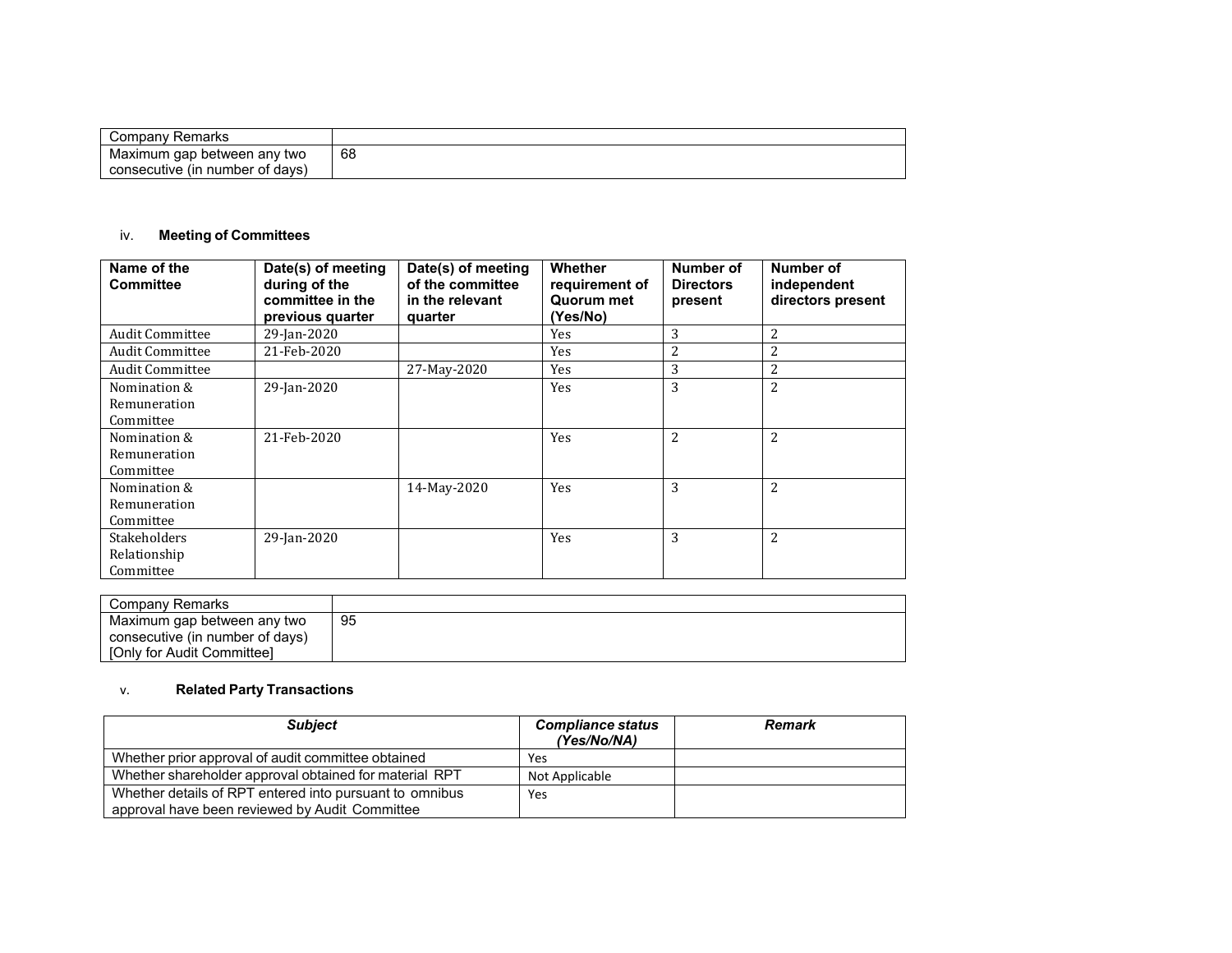| Company Remarks | |
|---|---|
| Maximum gap between any two consecutive (in number of days) | 68 |

iv. **Meeting of Committees**

| Name of the Committee | Date(s) of meeting during of the committee in the previous quarter | Date(s) of meeting of the committee in the relevant quarter | Whether requirement of Quorum met (Yes/No) | Number of Directors present | Number of independent directors present |
|---|---|---|---|---|---|
| Audit Committee | 29-Jan-2020 | | Yes | 3 | 2 |
| Audit Committee | 21-Feb-2020 | | Yes | 2 | 2 |
| Audit Committee | | 27-May-2020 | Yes | 3 | 2 |
| Nomination & Remuneration Committee | 29-Jan-2020 | | Yes | 3 | 2 |
| Nomination & Remuneration Committee | 21-Feb-2020 | | Yes | 2 | 2 |
| Nomination & Remuneration Committee | | 14-May-2020 | Yes | 3 | 2 |
| Stakeholders Relationship Committee | 29-Jan-2020 | | Yes | 3 | 2 |

| Company Remarks | |
|---|---|
| Maximum gap between any two consecutive (in number of days) [Only for Audit Committee] | 95 |

v. **Related Party Transactions**

| *Subject* | *Compliance status (Yes/No/NA)* | *Remark* |
|---|---|---|
| Whether prior approval of audit committee obtained | Yes | |
| Whether shareholder approval obtained for material RPT | Not Applicable | |
| Whether details of RPT entered into pursuant to omnibus approval have been reviewed by Audit Committee | Yes | |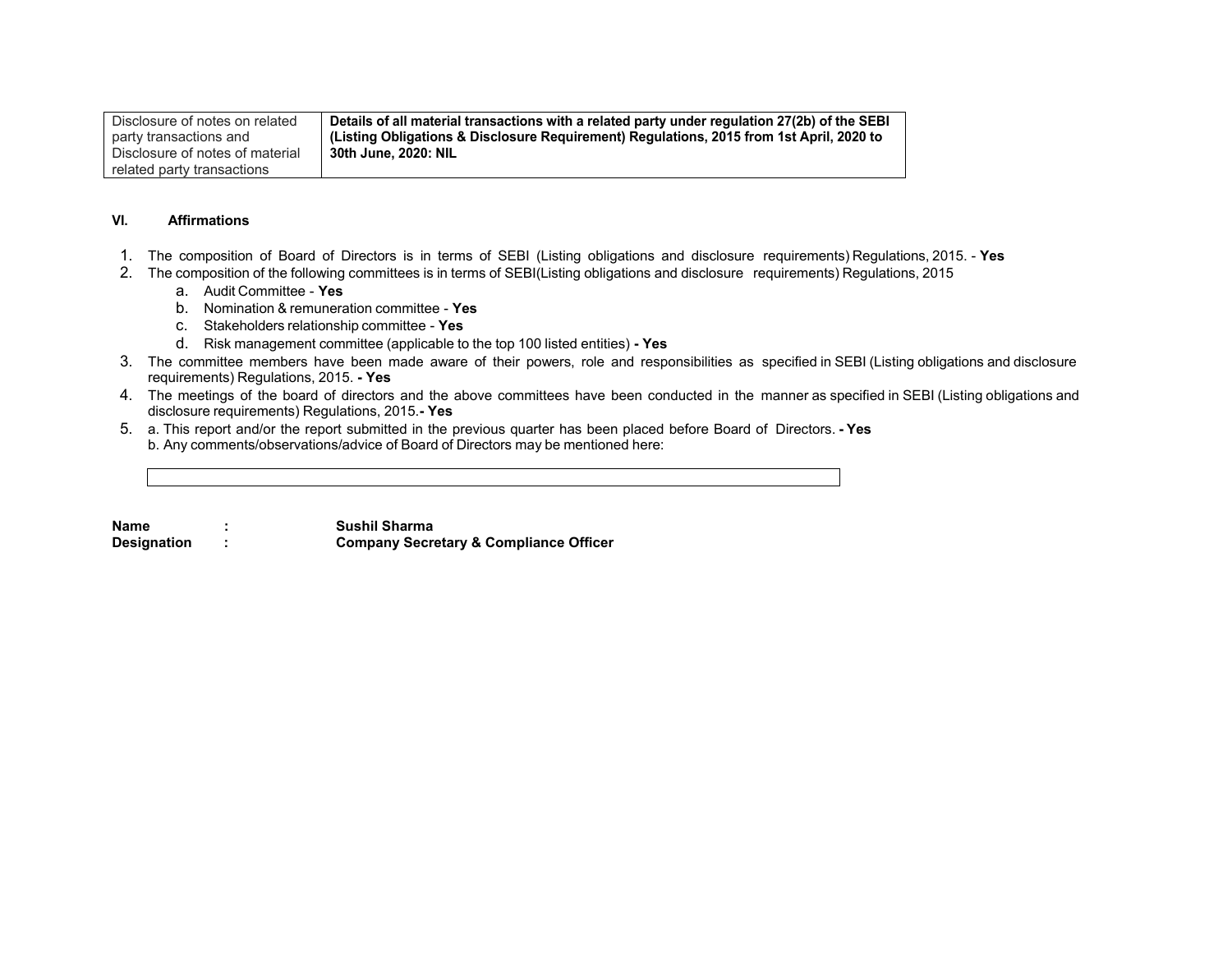| | |
|---|---|
| Disclosure of notes on related party transactions and Disclosure of notes of material related party transactions | **Details of all material transactions with a related party under regulation 27(2b) of the SEBI (Listing Obligations & Disclosure Requirement) Regulations, 2015 from 1st April, 2020 to 30th June, 2020: NIL** |

## VI. Affirmations

1. The composition of Board of Directors is in terms of SEBI (Listing obligations and disclosure requirements) Regulations, 2015. - **Yes**
2. The composition of the following committees is in terms of SEBI(Listing obligations and disclosure requirements) Regulations, 2015
   a. Audit Committee - **Yes**
   b. Nomination & remuneration committee - **Yes**
   c. Stakeholders relationship committee - **Yes**
   d. Risk management committee (applicable to the top 100 listed entities) **- Yes**
3. The committee members have been made aware of their powers, role and responsibilities as specified in SEBI (Listing obligations and disclosure requirements) Regulations, 2015. **- Yes**
4. The meetings of the board of directors and the above committees have been conducted in the manner as specified in SEBI (Listing obligations and disclosure requirements) Regulations, 2015.**- Yes**
5. a. This report and/or the report submitted in the previous quarter has been placed before Board of Directors. **- Yes**
   b. Any comments/observations/advice of Board of Directors may be mentioned here:

| |
|---|
| |

**Name** : **Sushil Sharma**
**Designation** : **Company Secretary & Compliance Officer**